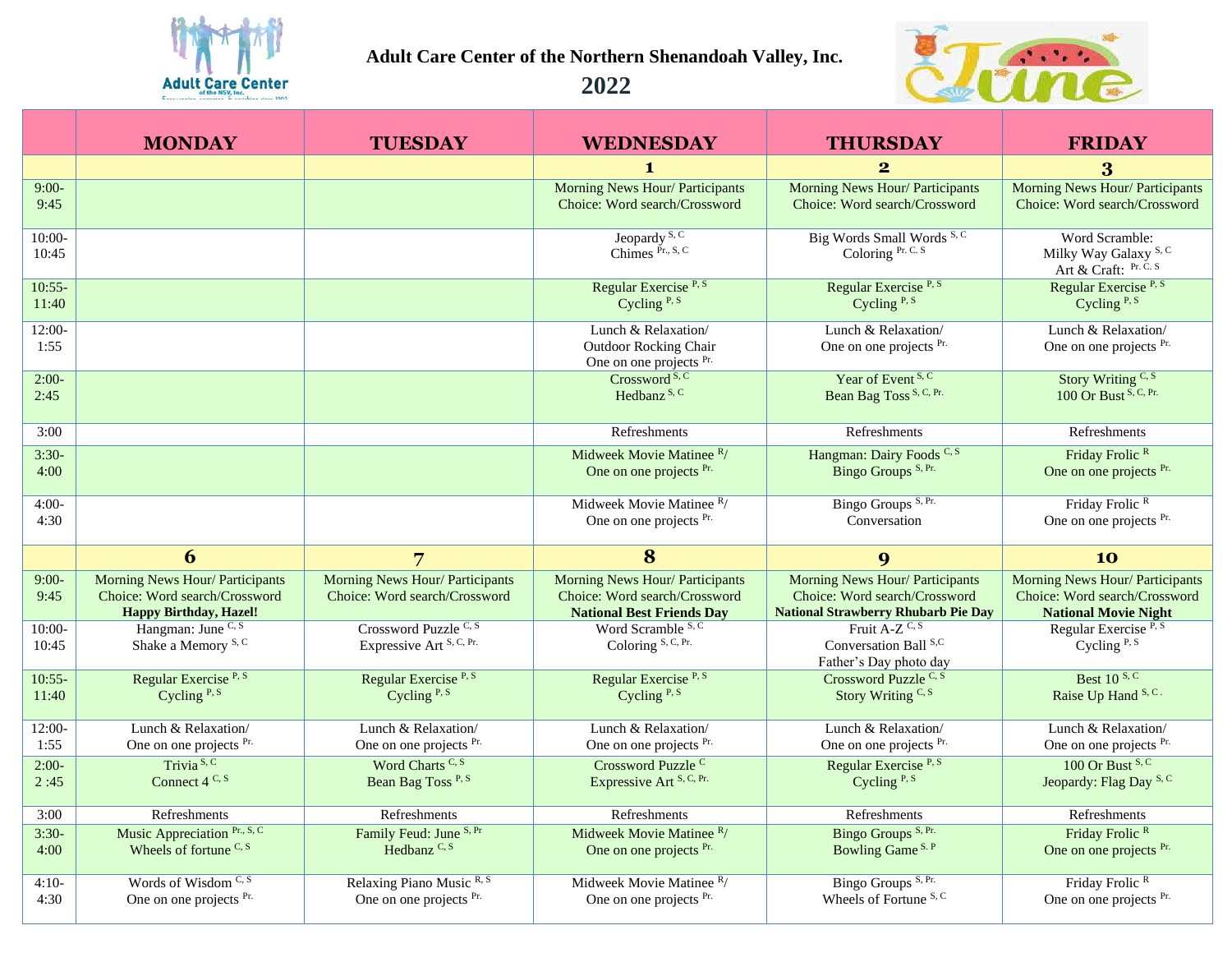**Adult Care Center of the Northern Shenandoah Valley, Inc.**

**2022**

| | MONDAY | TUESDAY | WEDNESDAY | THURSDAY | FRIDAY |
|---|---|---|---|---|---|
| | | | **1** | **2** | **3** |
| 9:00-9:45 | | | Morning News Hour/ Participants Choice: Word search/Crossword | Morning News Hour/ Participants Choice: Word search/Crossword | Morning News Hour/ Participants Choice: Word search/Crossword |
| 10:00-10:45 | | | Jeopardy [S, C]<br>Chimes [Pr., S, C] | Big Words Small Words [S, C]<br>Coloring [Pr. C. S] | Word Scramble: Milky Way Galaxy [S, C]<br>Art & Craft: [Pr. C. S] |
| 10:55-11:40 | | | Regular Exercise [P, S]<br>Cycling [P, S] | Regular Exercise [P, S]<br>Cycling [P, S] | Regular Exercise [P, S]<br>Cycling [P, S] |
| 12:00-1:55 | | | Lunch & Relaxation/ Outdoor Rocking Chair<br>One on one projects [Pr.] | Lunch & Relaxation/ One on one projects [Pr.] | Lunch & Relaxation/ One on one projects [Pr.] |
| 2:00-2:45 | | | Crossword [S, C]<br>Hedbanz [S, C] | Year of Event [S, C]<br>Bean Bag Toss [S, C, Pr.] | Story Writing [C, S]<br>100 Or Bust [S, C, Pr.] |
| 3:00 | | | Refreshments | Refreshments | Refreshments |
| 3:30-4:00 | | | Midweek Movie Matinee [R]/ One on one projects [Pr.] | Hangman: Dairy Foods [C, S]<br>Bingo Groups [S, Pr.] | Friday Frolic [R]<br>One on one projects [Pr.] |
| 4:00-4:30 | | | Midweek Movie Matinee [R]/ One on one projects [Pr.] | Bingo Groups [S, Pr.]<br>Conversation | Friday Frolic [R]<br>One on one projects [Pr.] |
| | **6** | **7** | **8** | **9** | **10** |
| 9:00-9:45 | Morning News Hour/ Participants Choice: Word search/Crossword<br>**Happy Birthday, Hazel!** | Morning News Hour/ Participants Choice: Word search/Crossword | Morning News Hour/ Participants Choice: Word search/Crossword<br>**National Best Friends Day** | Morning News Hour/ Participants Choice: Word search/Crossword<br>**National Strawberry Rhubarb Pie Day** | Morning News Hour/ Participants Choice: Word search/Crossword<br>**National Movie Night** |
| 10:00-10:45 | Hangman: June [C, S]<br>Shake a Memory [S, C] | Crossword Puzzle [C, S]<br>Expressive Art [S, C, Pr.] | Word Scramble [S, C]<br>Coloring [S, C, Pr.] | Fruit A-Z [C, S]<br>Conversation Ball [S,C]<br>Father's Day photo day | Regular Exercise [P, S]<br>Cycling [P, S] |
| 10:55-11:40 | Regular Exercise [P, S]<br>Cycling [P, S] | Regular Exercise [P, S]<br>Cycling [P, S] | Regular Exercise [P, S]<br>Cycling [P, S] | Crossword Puzzle [C, S]<br>Story Writing [C, S] | Best 10 [S, C]<br>Raise Up Hand [S, C .] |
| 12:00-1:55 | Lunch & Relaxation/ One on one projects [Pr.] | Lunch & Relaxation/ One on one projects [Pr.] | Lunch & Relaxation/ One on one projects [Pr.] | Lunch & Relaxation/ One on one projects [Pr.] | Lunch & Relaxation/ One on one projects [Pr.] |
| 2:00-2 :45 | Trivia [S, C]<br>Connect 4 [C, S] | Word Charts [C, S]<br>Bean Bag Toss [P, S] | Crossword Puzzle [C]<br>Expressive Art [S, C, Pr.] | Regular Exercise [P, S]<br>Cycling [P, S] | 100 Or Bust [S, C]<br>Jeopardy: Flag Day [S, C] |
| 3:00 | Refreshments | Refreshments | Refreshments | Refreshments | Refreshments |
| 3:30-4:00 | Music Appreciation [Pr., S, C]<br>Wheels of fortune [C, S] | Family Feud: June [S, Pr]<br>Hedbanz [C, S] | Midweek Movie Matinee [R]/ One on one projects [Pr.] | Bingo Groups [S, Pr.]<br>Bowling Game [S. P] | Friday Frolic [R]<br>One on one projects [Pr.] |
| 4:10-4:30 | Words of Wisdom [C, S]<br>One on one projects [Pr.] | Relaxing Piano Music [R, S]<br>One on one projects [Pr.] | Midweek Movie Matinee [R]/ One on one projects [Pr.] | Bingo Groups [S, Pr.]<br>Wheels of Fortune [S, C] | Friday Frolic [R]<br>One on one projects [Pr.] |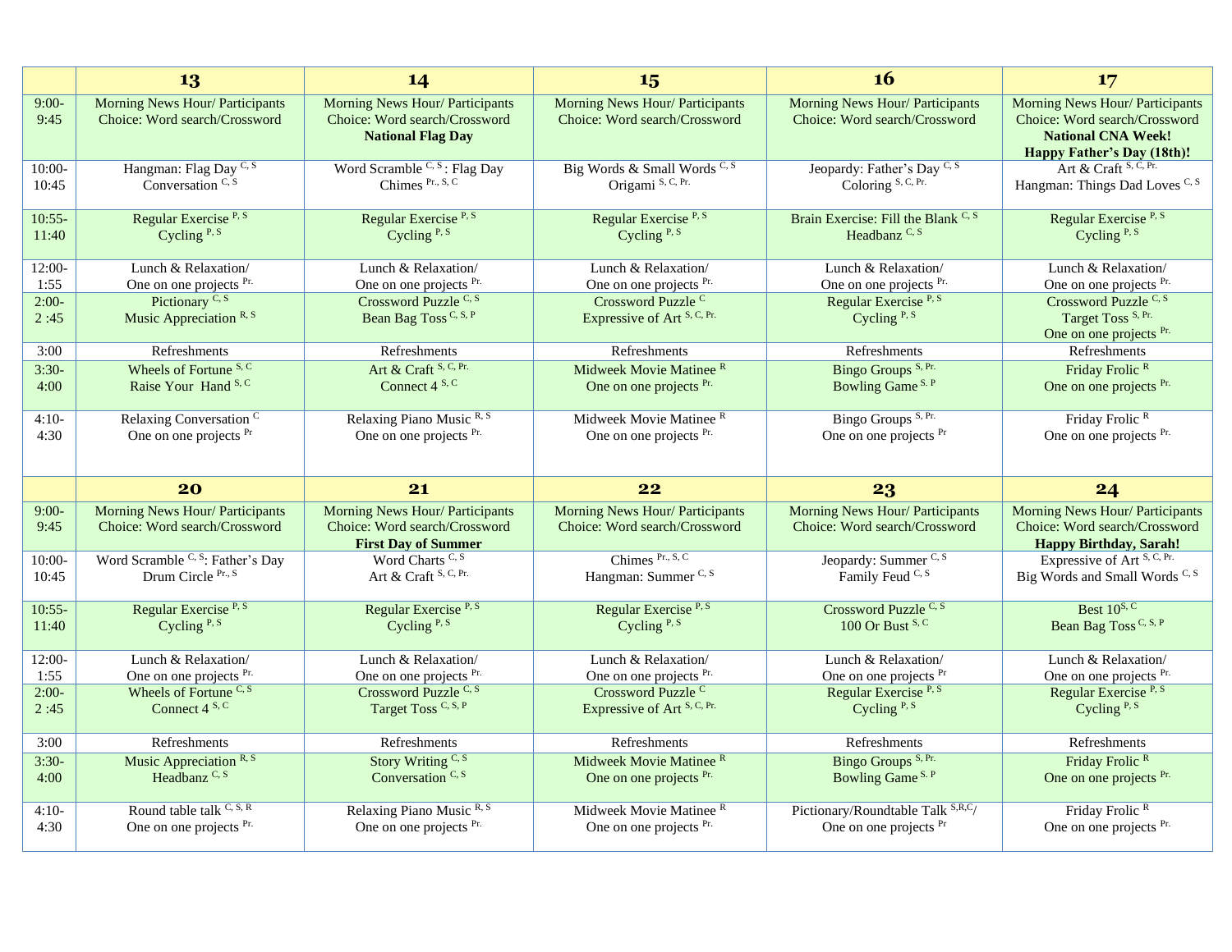| | **13** | **14** | **15** | **16** | **17** |
|---|---|---|---|---|---|
| 9:00-9:45 | Morning News Hour/ Participants Choice: Word search/Crossword | Morning News Hour/ Participants Choice: Word search/Crossword **National Flag Day** | Morning News Hour/ Participants Choice: Word search/Crossword | Morning News Hour/ Participants Choice: Word search/Crossword | Morning News Hour/ Participants Choice: Word search/Crossword **National CNA Week! Happy Father's Day (18th)!** |
| 10:00-10:45 | Hangman: Flag Day [C, S] Conversation [C, S] | Word Scramble [C, S]: Flag Day Chimes [Pr., S, C] | Big Words & Small Words [C, S] Origami [S, C, Pr.] | Jeopardy: Father's Day [C, S] Coloring [S, C, Pr.] | Art & Craft [S, C, Pr.] Hangman: Things Dad Loves [C, S] |
| 10:55-11:40 | Regular Exercise [P, S] Cycling [P, S] | Regular Exercise [P, S] Cycling [P, S] | Regular Exercise [P, S] Cycling [P, S] | Brain Exercise: Fill the Blank [C, S] Headbanz [C, S] | Regular Exercise [P, S] Cycling [P, S] |
| 12:00-1:55 | Lunch & Relaxation/ One on one projects [Pr.] | Lunch & Relaxation/ One on one projects [Pr.] | Lunch & Relaxation/ One on one projects [Pr.] | Lunch & Relaxation/ One on one projects [Pr.] | Lunch & Relaxation/ One on one projects [Pr.] |
| 2:00-2 :45 | Pictionary [C, S] Music Appreciation [R, S] | Crossword Puzzle [C, S] Bean Bag Toss [C, S, P] | Crossword Puzzle [C] Expressive of Art [S, C, Pr.] | Regular Exercise [P, S] Cycling [P, S] | Crossword Puzzle [C, S] Target Toss [S, Pr.] One on one projects [Pr.] |
| 3:00 | Refreshments | Refreshments | Refreshments | Refreshments | Refreshments |
| 3:30-4:00 | Wheels of Fortune [S, C] Raise Your Hand [S, C] | Art & Craft [S, C, Pr.] Connect 4 [S, C] | Midweek Movie Matinee [R] One on one projects [Pr.] | Bingo Groups [S, Pr.] Bowling Game [S. P] | Friday Frolic [R] One on one projects [Pr.] |
| 4:10-4:30 | Relaxing Conversation [C] One on one projects [Pr] | Relaxing Piano Music [R, S] One on one projects [Pr.] | Midweek Movie Matinee [R] One on one projects [Pr.] | Bingo Groups [S, Pr.] One on one projects [Pr] | Friday Frolic [R] One on one projects [Pr.] |
| | **20** | **21** | **22** | **23** | **24** |
| 9:00-9:45 | Morning News Hour/ Participants Choice: Word search/Crossword | Morning News Hour/ Participants Choice: Word search/Crossword **First Day of Summer** | Morning News Hour/ Participants Choice: Word search/Crossword | Morning News Hour/ Participants Choice: Word search/Crossword | Morning News Hour/ Participants Choice: Word search/Crossword **Happy Birthday, Sarah!** |
| 10:00-10:45 | Word Scramble [C, S]: Father's Day Drum Circle [Pr., S] | Word Charts [C, S] Art & Craft [S, C, Pr.] | Chimes [Pr., S, C] Hangman: Summer [C, S] | Jeopardy: Summer [C, S] Family Feud [C, S] | Expressive of Art [S, C, Pr.] Big Words and Small Words [C, S] |
| 10:55-11:40 | Regular Exercise [P, S] Cycling [P, S] | Regular Exercise [P, S] Cycling [P, S] | Regular Exercise [P, S] Cycling [P, S] | Crossword Puzzle [C, S] 100 Or Bust [S, C] | Best 10[S, C] Bean Bag Toss [C, S, P] |
| 12:00-1:55 | Lunch & Relaxation/ One on one projects [Pr.] | Lunch & Relaxation/ One on one projects [Pr.] | Lunch & Relaxation/ One on one projects [Pr.] | Lunch & Relaxation/ One on one projects [Pr] | Lunch & Relaxation/ One on one projects [Pr.] |
| 2:00-2 :45 | Wheels of Fortune [C, S] Connect 4 [S, C] | Crossword Puzzle [C, S] Target Toss [C, S, P] | Crossword Puzzle [C] Expressive of Art [S, C, Pr.] | Regular Exercise [P, S] Cycling [P, S] | Regular Exercise [P, S] Cycling [P, S] |
| 3:00 | Refreshments | Refreshments | Refreshments | Refreshments | Refreshments |
| 3:30-4:00 | Music Appreciation [R, S] Headbanz [C, S] | Story Writing [C, S] Conversation [C, S] | Midweek Movie Matinee [R] One on one projects [Pr.] | Bingo Groups [S, Pr.] Bowling Game [S. P] | Friday Frolic [R] One on one projects [Pr.] |
| 4:10-4:30 | Round table talk [C, S, R] One on one projects [Pr.] | Relaxing Piano Music [R, S] One on one projects [Pr.] | Midweek Movie Matinee [R] One on one projects [Pr.] | Pictionary/Roundtable Talk [S,R,C]/ One on one projects [Pr] | Friday Frolic [R] One on one projects [Pr.] |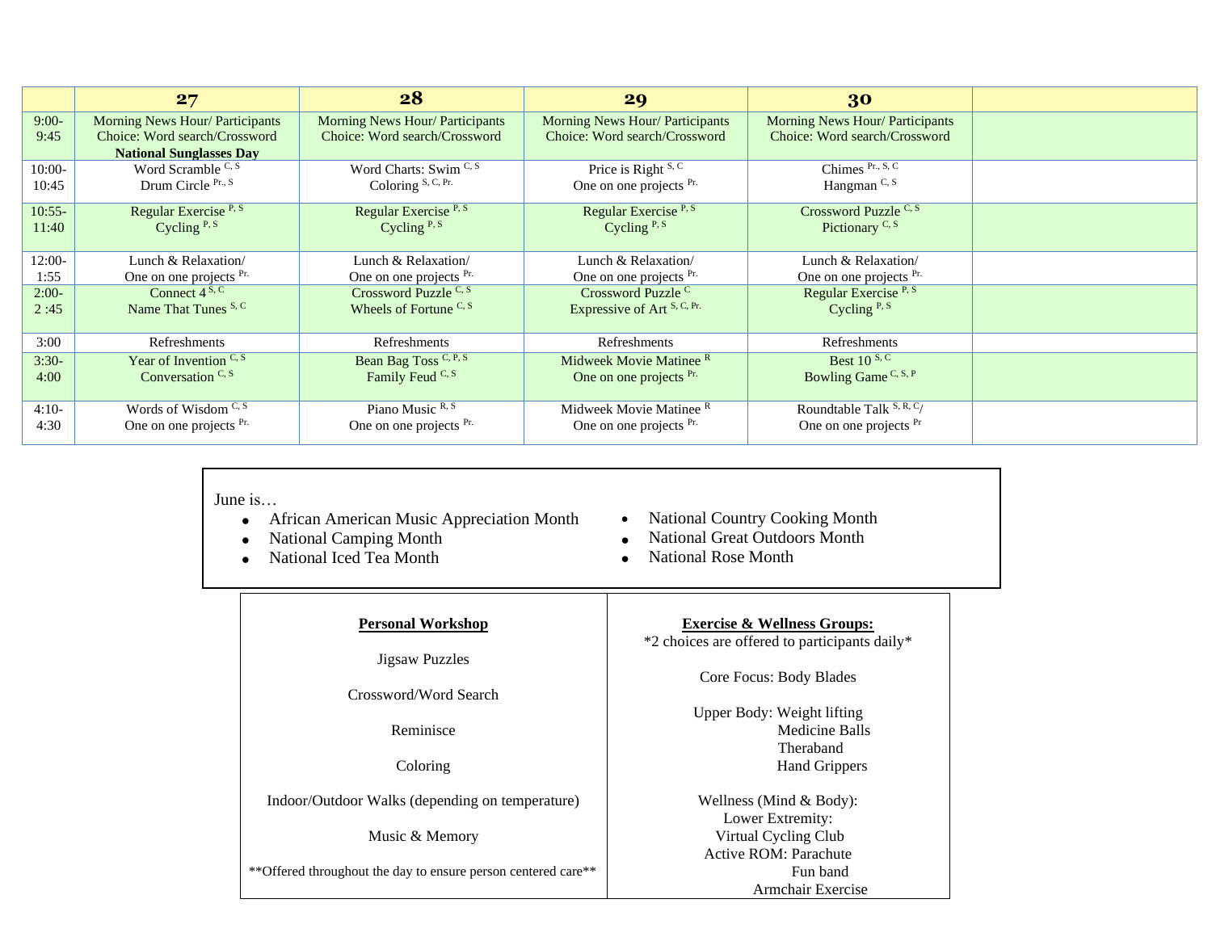| | 27 | 28 | 29 | 30 | |
|---|---|---|---|---|---|
| 9:00-9:45 | Morning News Hour/ Participants Choice: Word search/Crossword **National Sunglasses Day** | Morning News Hour/ Participants Choice: Word search/Crossword | Morning News Hour/ Participants Choice: Word search/Crossword | Morning News Hour/ Participants Choice: Word search/Crossword | |
| 10:00-10:45 | Word Scramble C, S<br>Drum Circle Pr., S | Word Charts: Swim C, S<br>Coloring S, C, Pr. | Price is Right S, C<br>One on one projects Pr. | Chimes Pr., S, C<br>Hangman C, S | |
| 10:55-11:40 | Regular Exercise P, S<br>Cycling P, S | Regular Exercise P, S<br>Cycling P, S | Regular Exercise P, S<br>Cycling P, S | Crossword Puzzle C, S<br>Pictionary C, S | |
| 12:00-1:55 | Lunch & Relaxation/<br>One on one projects Pr. | Lunch & Relaxation/<br>One on one projects Pr. | Lunch & Relaxation/<br>One on one projects Pr. | Lunch & Relaxation/<br>One on one projects Pr. | |
| 2:00-2 :45 | Connect 4 S, C<br>Name That Tunes S, C | Crossword Puzzle C, S<br>Wheels of Fortune C, S | Crossword Puzzle C<br>Expressive of Art S, C, Pr. | Regular Exercise P, S<br>Cycling P, S | |
| 3:00 | Refreshments | Refreshments | Refreshments | Refreshments | |
| 3:30-4:00 | Year of Invention C, S<br>Conversation C, S | Bean Bag Toss C, P, S<br>Family Feud C, S | Midweek Movie Matinee R<br>One on one projects Pr. | Best 10 S, C<br>Bowling Game C, S, P | |
| 4:10-4:30 | Words of Wisdom C, S<br>One on one projects Pr. | Piano Music R, S<br>One on one projects Pr. | Midweek Movie Matinee R<br>One on one projects Pr. | Roundtable Talk S, R, C/<br>One on one projects Pr | |

June is…

- African American Music Appreciation Month
- National Camping Month
- National Iced Tea Month
- National Country Cooking Month
- National Great Outdoors Month
- National Rose Month

**Personal Workshop**

Jigsaw Puzzles

Crossword/Word Search

Reminisce

Coloring

Indoor/Outdoor Walks (depending on temperature)

Music & Memory

**Offered throughout the day to ensure person centered care**

**Exercise & Wellness Groups:**

*2 choices are offered to participants daily*

Core Focus: Body Blades

Upper Body: Weight lifting
Medicine Balls
Theraband
Hand Grippers

Wellness (Mind & Body):
Lower Extremity:
Virtual Cycling Club
Active ROM: Parachute
Fun band
Armchair Exercise